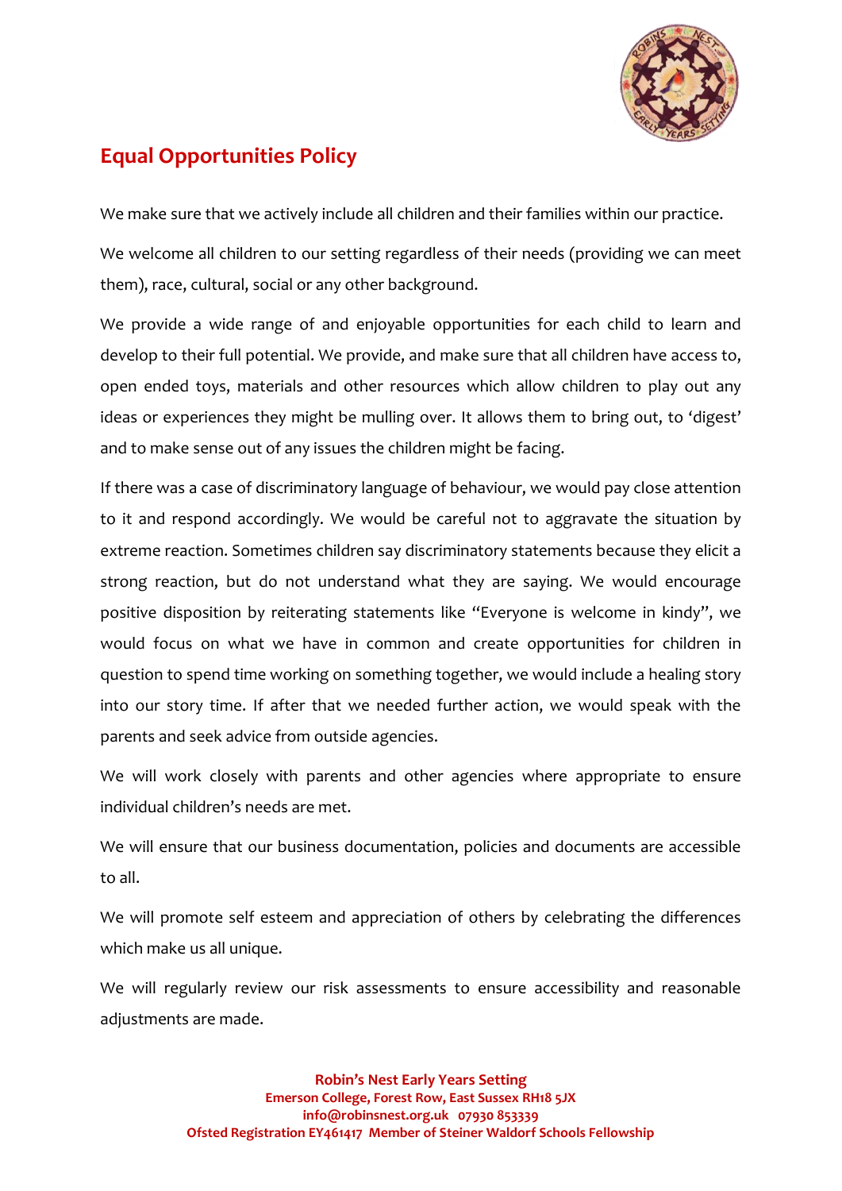# Equal Opportunities Policy

We make sure that we actively include all children and their families within our practice.

We welcome all children to our setting regardless of their needs (providing we can meet them), race, cultural, social or any other background.

We provide a wide range of and enjoyable opportunities for each child to learn and develop to their full potential. We provide, and make sure that all children have access to, open ended toys, materials and other resources which allow children to play out any ideas or experiences they might be mulling over. It allows them to bring out, to 'digest' and to make sense out of any issues the children might be facing.

If there was a case of discriminatory language of behaviour, we would pay close attention to it and respond accordingly. We would be careful not to aggravate the situation by extreme reaction. Sometimes children say discriminatory statements because they elicit a strong reaction, but do not understand what they are saying. We would encourage positive disposition by reiterating statements like "Everyone is welcome in kindy", we would focus on what we have in common and create opportunities for children in question to spend time working on something together, we would include a healing story into our story time. If after that we needed further action, we would speak with the parents and seek advice from outside agencies.

We will work closely with parents and other agencies where appropriate to ensure individual children's needs are met.

We will ensure that our business documentation, policies and documents are accessible to all.

We will promote self esteem and appreciation of others by celebrating the differences which make us all unique.

We will regularly review our risk assessments to ensure accessibility and reasonable adjustments are made.

**Robin's Nest Early Years Setting**
**Emerson College, Forest Row, East Sussex RH18 5JX**
**info@robinsnest.org.uk 07930 853339**
**Ofsted Registration EY461417 Member of Steiner Waldorf Schools Fellowship**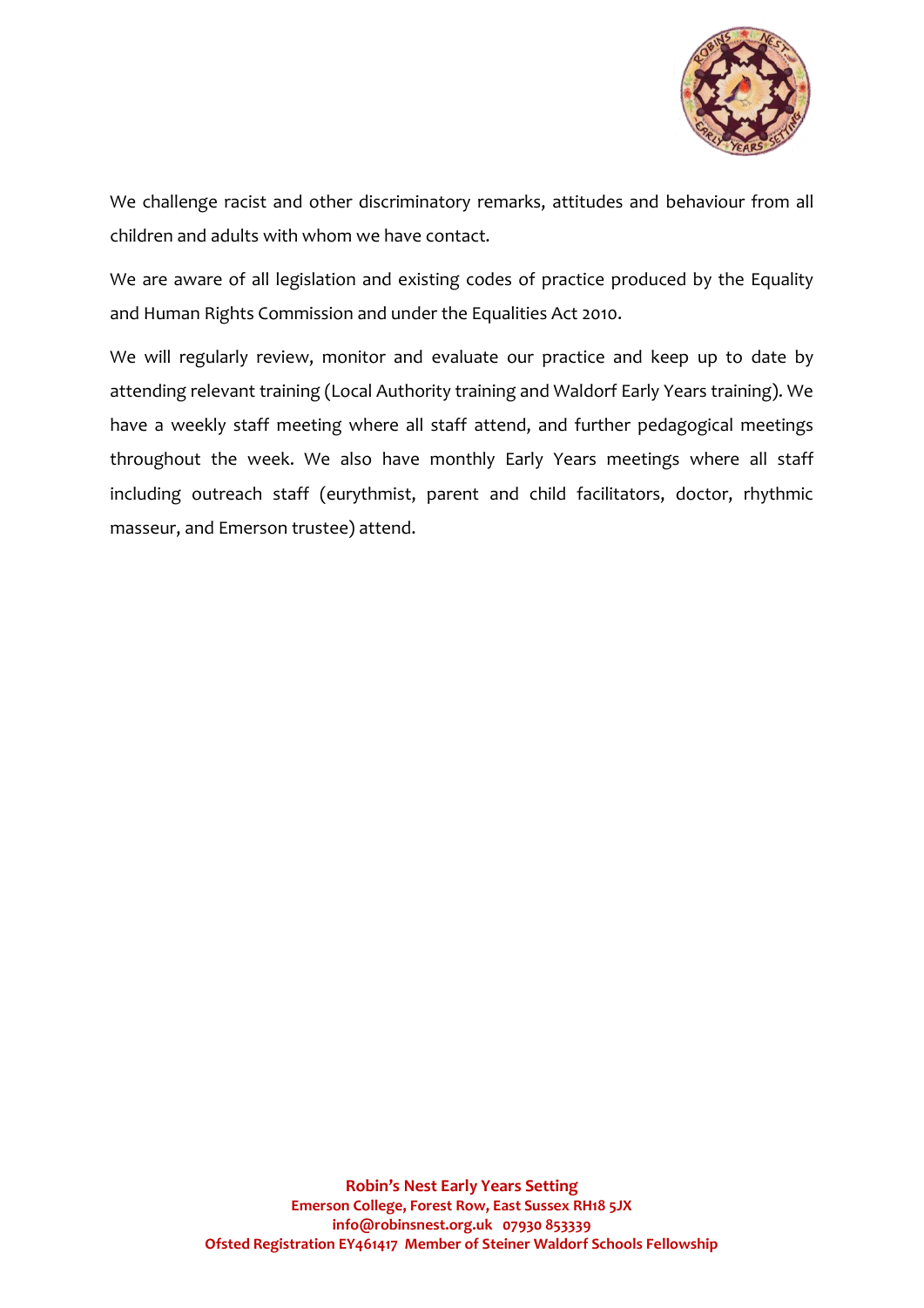We challenge racist and other discriminatory remarks, attitudes and behaviour from all children and adults with whom we have contact.

We are aware of all legislation and existing codes of practice produced by the Equality and Human Rights Commission and under the Equalities Act 2010.

We will regularly review, monitor and evaluate our practice and keep up to date by attending relevant training (Local Authority training and Waldorf Early Years training). We have a weekly staff meeting where all staff attend, and further pedagogical meetings throughout the week. We also have monthly Early Years meetings where all staff including outreach staff (eurythmist, parent and child facilitators, doctor, rhythmic masseur, and Emerson trustee) attend.